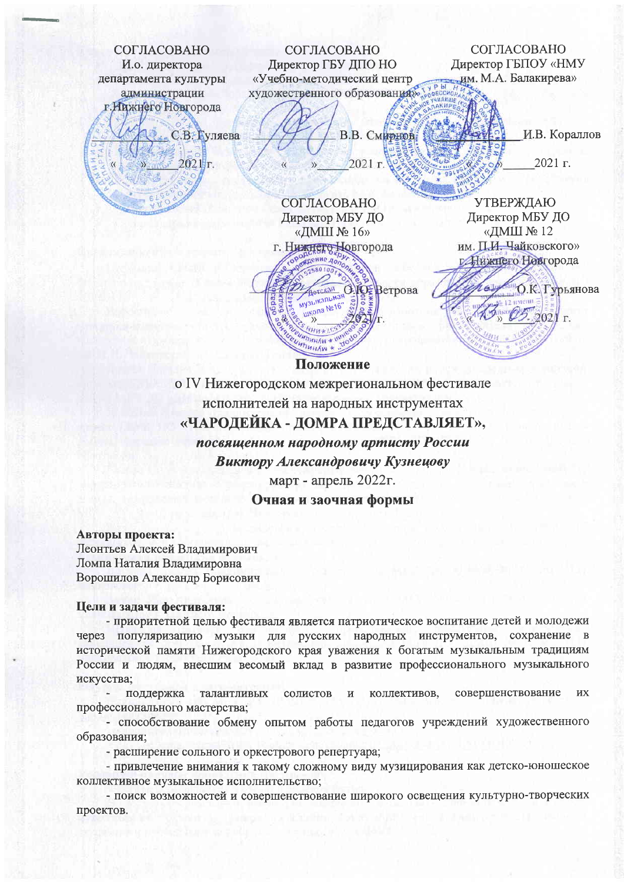СОГЛАСОВАНО
И.о. директора
департамента культуры
администрации
г.Нижнего Новгорода
__________ С.В. Гуляева
« __ » _____ 2021 г.

СОГЛАСОВАНО
Директор ГБУ ДПО НО
«Учебно-методический центр
художественного образования»
__________ В.В. Смирнов
« __ » _____ 2021 г.

СОГЛАСОВАНО
Директор ГБПОУ «НМУ
им. М.А. Балакирева»
__________ И.В. Кораллов
« __ » _____ 2021 г.

СОГЛАСОВАНО
Директор МБУ ДО
«ДМШ № 16»
г. Нижнего Новгорода
__________ О.Ю. Ветрова
« __ » _____ 2021 г.

УТВЕРЖДАЮ
Директор МБУ ДО
«ДМШ № 12
им. П.И. Чайковского»
г. Нижнего Новгорода
__________ О.К. Гурьянова
« 13 » 05. 2021 г.

# Положение
## о IV Нижегородском межрегиональном фестивале исполнителей на народных инструментах «ЧАРОДЕЙКА - ДОМРА ПРЕДСТАВЛЯЕТ»,
***посвященном народному артисту России Виктору Александровичу Кузнецову***

март - апрель 2022г.

**Очная и заочная формы**

**Авторы проекта:**
Леонтьев Алексей Владимирович
Ломпа Наталия Владимировна
Ворошилов Александр Борисович

**Цели и задачи фестиваля:**

- приоритетной целью фестиваля является патриотическое воспитание детей и молодежи через популяризацию музыки для русских народных инструментов, сохранение в исторической памяти Нижегородского края уважения к богатым музыкальным традициям России и людям, внесшим весомый вклад в развитие профессионального музыкального искусства;
- поддержка талантливых солистов и коллективов, совершенствование их профессионального мастерства;
- способствование обмену опытом работы педагогов учреждений художественного образования;
- расширение сольного и оркестрового репертуара;
- привлечение внимания к такому сложному виду музицирования как детско-юношеское коллективное музыкальное исполнительство;
- поиск возможностей и совершенствование широкого освещения культурно-творческих проектов.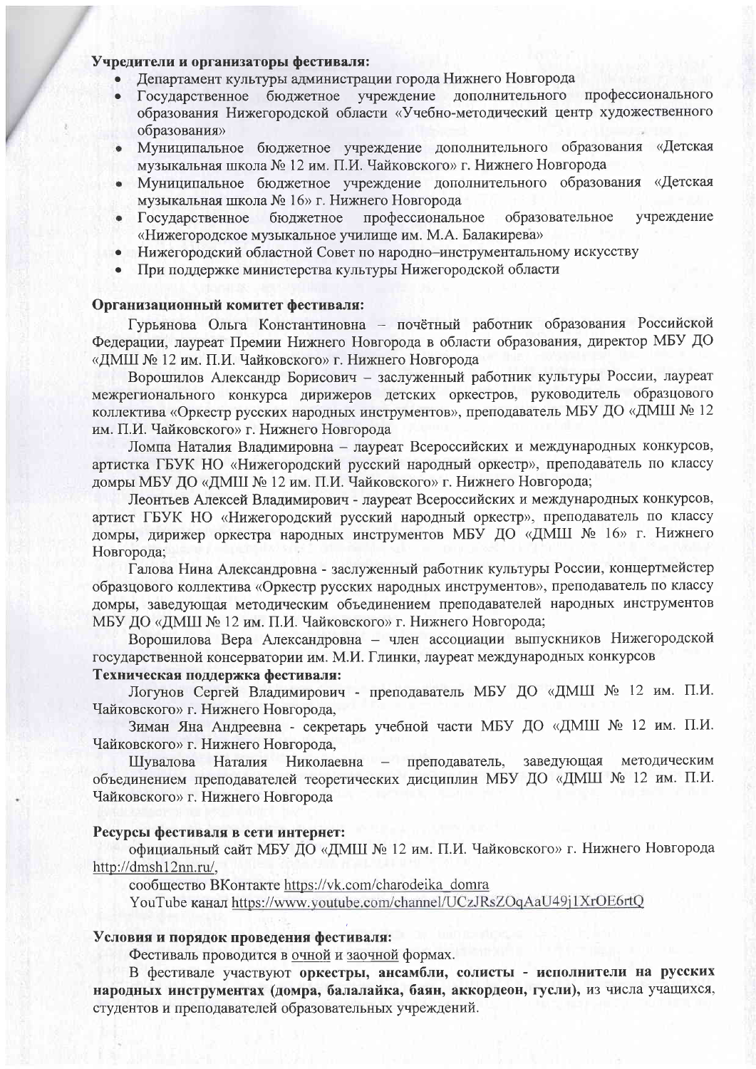**Учредители и организаторы фестиваля:**

- Департамент культуры администрации города Нижнего Новгорода
- Государственное бюджетное учреждение дополнительного профессионального образования Нижегородской области «Учебно-методический центр художественного образования»
- Муниципальное бюджетное учреждение дополнительного образования «Детская музыкальная школа № 12 им. П.И. Чайковского» г. Нижнего Новгорода
- Муниципальное бюджетное учреждение дополнительного образования «Детская музыкальная школа № 16» г. Нижнего Новгорода
- Государственное бюджетное профессиональное образовательное учреждение «Нижегородское музыкальное училище им. М.А. Балакирева»
- Нижегородский областной Совет по народно–инструментальному искусству
- При поддержке министерства культуры Нижегородской области

**Организационный комитет фестиваля:**

Гурьянова Ольга Константиновна – почётный работник образования Российской Федерации, лауреат Премии Нижнего Новгорода в области образования, директор МБУ ДО «ДМШ № 12 им. П.И. Чайковского» г. Нижнего Новгорода

Ворошилов Александр Борисович – заслуженный работник культуры России, лауреат межрегионального конкурса дирижеров детских оркестров, руководитель образцового коллектива «Оркестр русских народных инструментов», преподаватель МБУ ДО «ДМШ № 12 им. П.И. Чайковского» г. Нижнего Новгорода

Ломпа Наталия Владимировна – лауреат Всероссийских и международных конкурсов, артистка ГБУК НО «Нижегородский русский народный оркестр», преподаватель по классу домры МБУ ДО «ДМШ № 12 им. П.И. Чайковского» г. Нижнего Новгорода;

Леонтьев Алексей Владимирович - лауреат Всероссийских и международных конкурсов, артист ГБУК НО «Нижегородский русский народный оркестр», преподаватель по классу домры, дирижер оркестра народных инструментов МБУ ДО «ДМШ № 16» г. Нижнего Новгорода;

Галова Нина Александровна - заслуженный работник культуры России, концертмейстер образцового коллектива «Оркестр русских народных инструментов», преподаватель по классу домры, заведующая методическим объединением преподавателей народных инструментов МБУ ДО «ДМШ № 12 им. П.И. Чайковского» г. Нижнего Новгорода;

Ворошилова Вера Александровна – член ассоциации выпускников Нижегородской государственной консерватории им. М.И. Глинки, лауреат международных конкурсов

**Техническая поддержка фестиваля:**

Логунов Сергей Владимирович - преподаватель МБУ ДО «ДМШ № 12 им. П.И. Чайковского» г. Нижнего Новгорода,

Зиман Яна Андреевна - секретарь учебной части МБУ ДО «ДМШ № 12 им. П.И. Чайковского» г. Нижнего Новгорода,

Шувалова Наталия Николаевна – преподаватель, заведующая методическим объединением преподавателей теоретических дисциплин МБУ ДО «ДМШ № 12 им. П.И. Чайковского» г. Нижнего Новгорода

**Ресурсы фестиваля в сети интернет:**

официальный сайт МБУ ДО «ДМШ № 12 им. П.И. Чайковского» г. Нижнего Новгорода http://dmsh12nn.ru/,

сообщество ВКонтакте https://vk.com/charodeika_domra

YouTube канал https://www.youtube.com/channel/UCzJRsZOqAaU49j1XrOE6rtQ

**Условия и порядок проведения фестиваля:**

Фестиваль проводится в очной и заочной формах.

В фестивале участвуют **оркестры, ансамбли, солисты - исполнители на русских народных инструментах (домра, балалайка, баян, аккордеон, гусли),** из числа учащихся, студентов и преподавателей образовательных учреждений.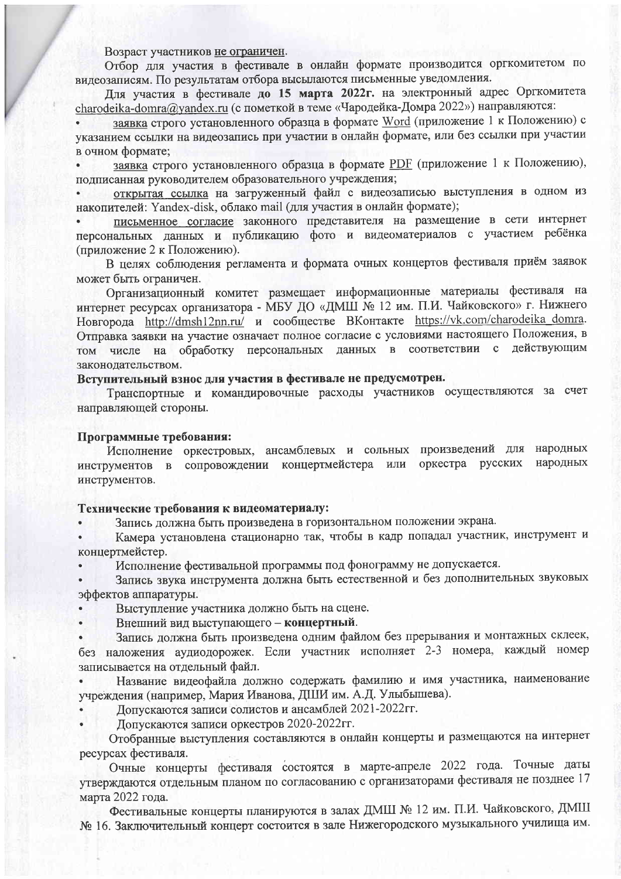Возраст участников не ограничен.

Отбор для участия в фестивале в онлайн формате производится оргкомитетом по видеозаписям. По результатам отбора высылаются письменные уведомления.

Для участия в фестивале **до 15 марта 2022г.** на электронный адрес Оргкомитета charodeika-domra@yandex.ru (с пометкой в теме «Чародейка-Домра 2022») направляются:

- заявка строго установленного образца в формате Word (приложение 1 к Положению) с указанием ссылки на видеозапись при участии в онлайн формате, или без ссылки при участии в очном формате;
- заявка строго установленного образца в формате PDF (приложение 1 к Положению), подписанная руководителем образовательного учреждения;
- открытая ссылка на загруженный файл с видеозаписью выступления в одном из накопителей: Yandex-disk, облако mail (для участия в онлайн формате);
- письменное согласие законного представителя на размещение в сети интернет персональных данных и публикацию фото и видеоматериалов с участием ребёнка (приложение 2 к Положению).

В целях соблюдения регламента и формата очных концертов фестиваля приём заявок может быть ограничен.

Организационный комитет размещает информационные материалы фестиваля на интернет ресурсах организатора - МБУ ДО «ДМШ № 12 им. П.И. Чайковского» г. Нижнего Новгорода http://dmsh12nn.ru/ и сообществе ВКонтакте https://vk.com/charodeika_domra. Отправка заявки на участие означает полное согласие с условиями настоящего Положения, в том числе на обработку персональных данных в соответствии с действующим законодательством.

**Вступительный взнос для участия в фестивале не предусмотрен.**

Транспортные и командировочные расходы участников осуществляются за счет направляющей стороны.

**Программные требования:**

Исполнение оркестровых, ансамблевых и сольных произведений для народных инструментов в сопровождении концертмейстера или оркестра русских народных инструментов.

**Технические требования к видеоматериалу:**

- Запись должна быть произведена в горизонтальном положении экрана.
- Камера установлена стационарно так, чтобы в кадр попадал участник, инструмент и концертмейстер.
- Исполнение фестивальной программы под фонограмму не допускается.
- Запись звука инструмента должна быть естественной и без дополнительных звуковых эффектов аппаратуры.
- Выступление участника должно быть на сцене.
- Внешний вид выступающего – **концертный**.
- Запись должна быть произведена одним файлом без прерывания и монтажных склеек, без наложения аудиодорожек. Если участник исполняет 2-3 номера, каждый номер записывается на отдельный файл.
- Название видеофайла должно содержать фамилию и имя участника, наименование учреждения (например, Мария Иванова, ДШИ им. А.Д. Улыбышева).
- Допускаются записи солистов и ансамблей 2021-2022гг.
- Допускаются записи оркестров 2020-2022гг.

Отобранные выступления составляются в онлайн концерты и размещаются на интернет ресурсах фестиваля.

Очные концерты фестиваля состоятся в марте-апреле 2022 года. Точные даты утверждаются отдельным планом по согласованию с организаторами фестиваля не позднее 17 марта 2022 года.

Фестивальные концерты планируются в залах ДМШ № 12 им. П.И. Чайковского, ДМШ № 16. Заключительный концерт состоится в зале Нижегородского музыкального училища им.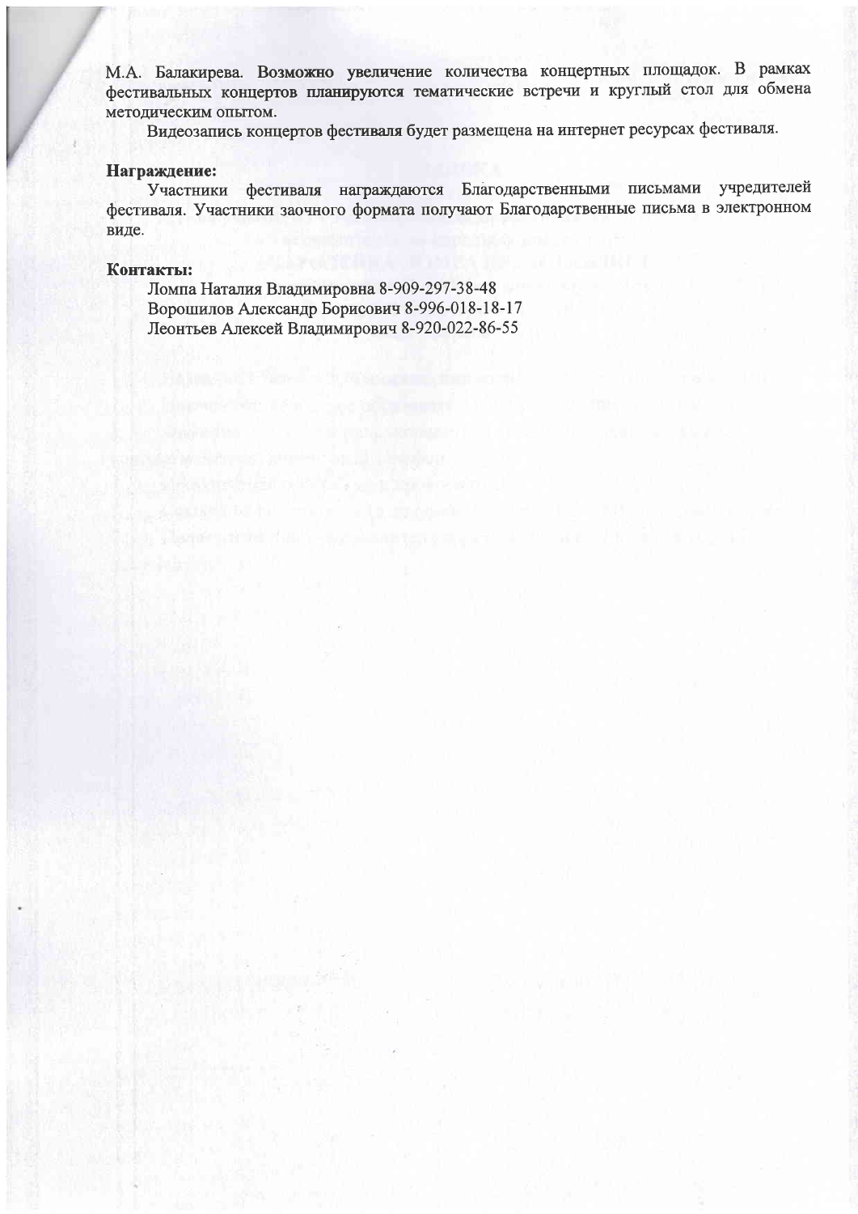М.А. Балакирева. Возможно увеличение количества концертных площадок. В рамках фестивальных концертов планируются тематические встречи и круглый стол для обмена методическим опытом.

Видеозапись концертов фестиваля будет размещена на интернет ресурсах фестиваля.

**Награждение:**

Участники фестиваля награждаются Благодарственными письмами учредителей фестиваля. Участники заочного формата получают Благодарственные письма в электронном виде.

**Контакты:**

Ломпа Наталия Владимировна 8-909-297-38-48
Ворошилов Александр Борисович 8-996-018-18-17
Леонтьев Алексей Владимирович 8-920-022-86-55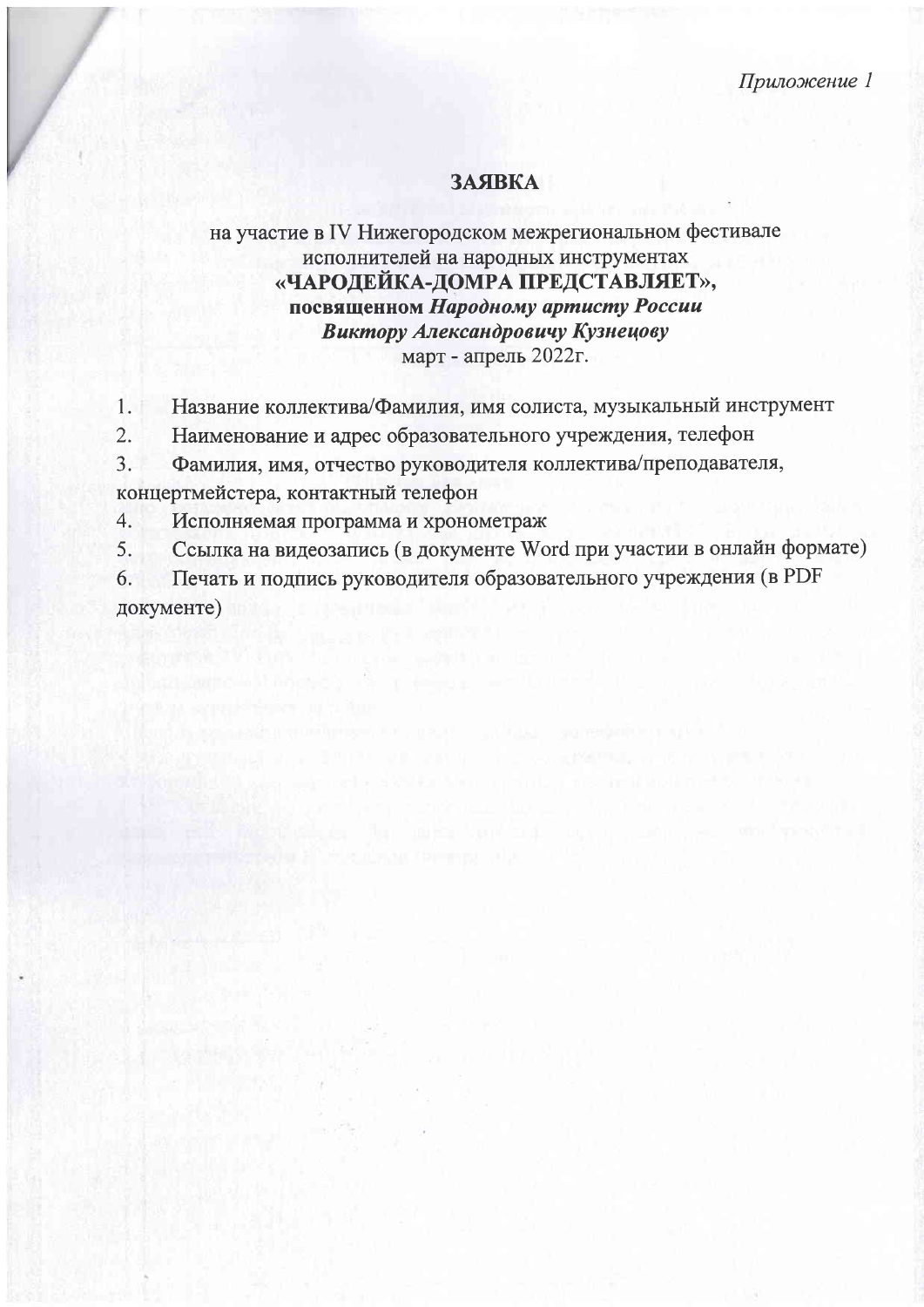*Приложение 1*

**ЗАЯВКА**

на участие в IV Нижегородском межрегиональном фестивале
исполнителей на народных инструментах
**«ЧАРОДЕЙКА-ДОМРА ПРЕДСТАВЛЯЕТ»,**
**посвященном *Народному артисту России***
***Виктору Александровичу Кузнецову***
март - апрель 2022г.

1. Название коллектива/Фамилия, имя солиста, музыкальный инструмент
2. Наименование и адрес образовательного учреждения, телефон
3. Фамилия, имя, отчество руководителя коллектива/преподавателя, концертмейстера, контактный телефон
4. Исполняемая программа и хронометраж
5. Ссылка на видеозапись (в документе Word при участии в онлайн формате)
6. Печать и подпись руководителя образовательного учреждения (в PDF документе)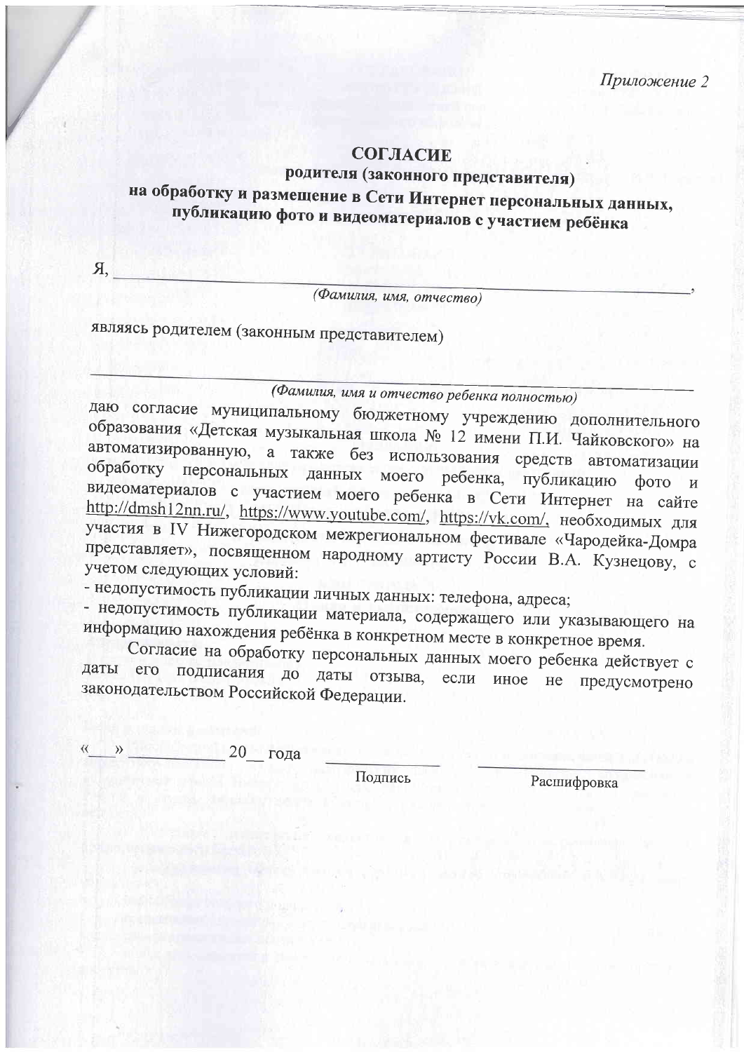*Приложение 2*

**СОГЛАСИЕ**
**родителя (законного представителя)**
**на обработку и размещение в Сети Интернет персональных данных, публикацию фото и видеоматериалов с участием ребёнка**

Я, ______________________________________________________________________,
*(Фамилия, имя, отчество)*

являясь родителем (законным представителем)

______________________________________________________________________
*(Фамилия, имя и отчество ребенка полностью)*

даю согласие муниципальному бюджетному учреждению дополнительного образования «Детская музыкальная школа № 12 имени П.И. Чайковского» на автоматизированную, а также без использования средств автоматизации обработку персональных данных моего ребенка, публикацию фото и видеоматериалов с участием моего ребенка в Сети Интернет на сайте http://dmsh12nn.ru/, https://www.youtube.com/, https://vk.com/, необходимых для участия в IV Нижегородском межрегиональном фестивале «Чародейка-Домра представляет», посвященном народному артисту России В.А. Кузнецову, с учетом следующих условий:

- недопустимость публикации личных данных: телефона, адреса;
- недопустимость публикации материала, содержащего или указывающего на информацию нахождения ребёнка в конкретном месте в конкретное время.

Согласие на обработку персональных данных моего ребенка действует с даты его подписания до даты отзыва, если иное не предусмотрено законодательством Российской Федерации.

«___» _________ 20__ года ____________ ________________

Подпись Расшифровка